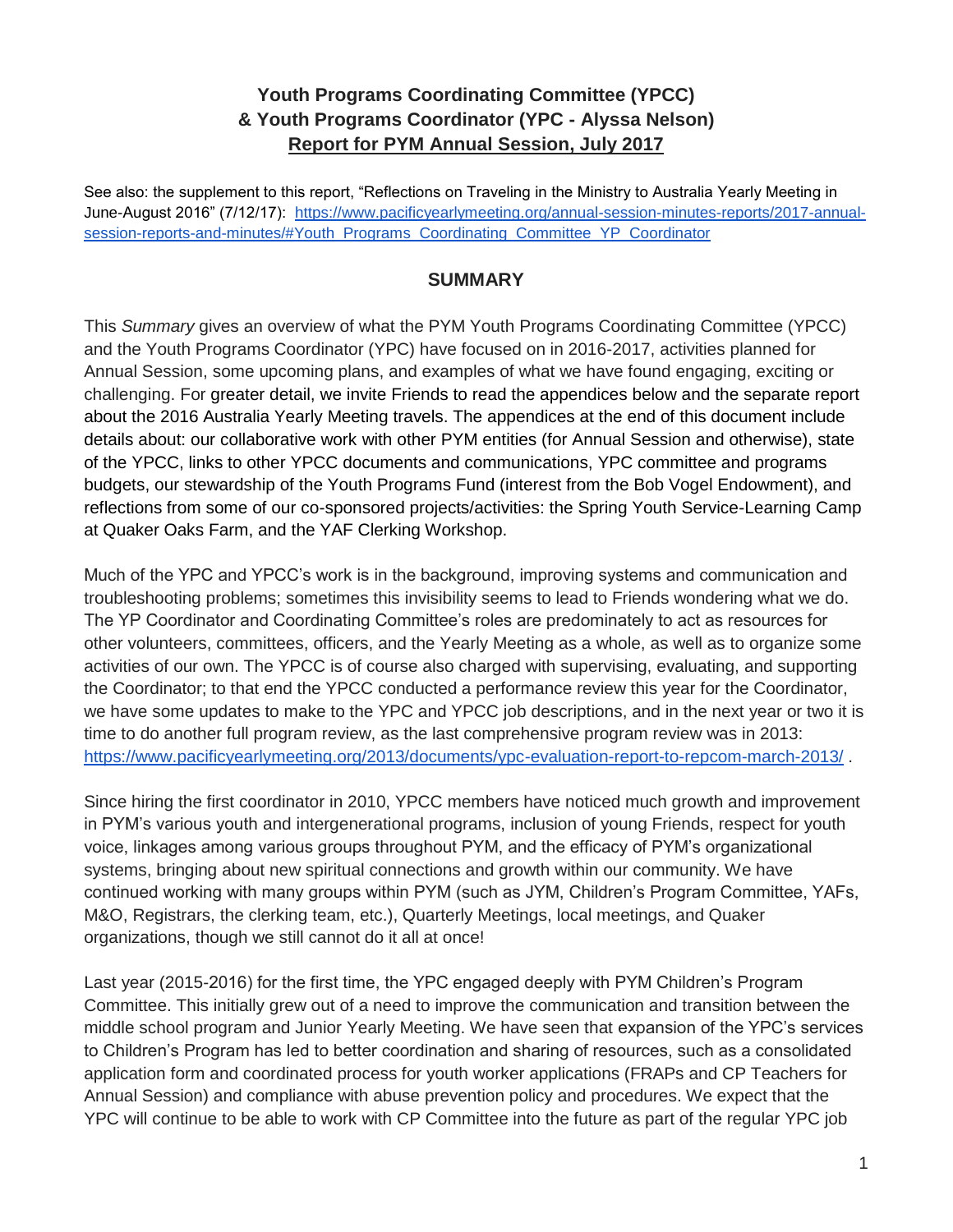# Youth Programs Coordinating Committee (YPCC) & Youth Programs Coordinator (YPC - Alyssa Nelson)

## Report for PYM Annual Session, July 2017

See also: the supplement to this report, "Reflections on Traveling in the Ministry to Australia Yearly Meeting in June-August 2016" (7/12/17): [https://www.pacificyearlymeeting.org/annual-session-minutes-reports/2017-annual-session-reports-and-minutes/#Youth_Programs_Coordinating_Committee_YP_Coordinator](https://www.pacificyearlymeeting.org/annual-session-minutes-reports/2017-annual-session-reports-and-minutes/#Youth_Programs_Coordinating_Committee_YP_Coordinator)

## SUMMARY

This *Summary* gives an overview of what the PYM Youth Programs Coordinating Committee (YPCC) and the Youth Programs Coordinator (YPC) have focused on in 2016-2017, activities planned for Annual Session, some upcoming plans, and examples of what we have found engaging, exciting or challenging. For greater detail, we invite Friends to read the appendices below and the separate report about the 2016 Australia Yearly Meeting travels. The appendices at the end of this document include details about: our collaborative work with other PYM entities (for Annual Session and otherwise), state of the YPCC, links to other YPCC documents and communications, YPC committee and programs budgets, our stewardship of the Youth Programs Fund (interest from the Bob Vogel Endowment), and reflections from some of our co-sponsored projects/activities: the Spring Youth Service-Learning Camp at Quaker Oaks Farm, and the YAF Clerking Workshop.

Much of the YPC and YPCC's work is in the background, improving systems and communication and troubleshooting problems; sometimes this invisibility seems to lead to Friends wondering what we do. The YP Coordinator and Coordinating Committee's roles are predominately to act as resources for other volunteers, committees, officers, and the Yearly Meeting as a whole, as well as to organize some activities of our own. The YPCC is of course also charged with supervising, evaluating, and supporting the Coordinator; to that end the YPCC conducted a performance review this year for the Coordinator, we have some updates to make to the YPC and YPCC job descriptions, and in the next year or two it is time to do another full program review, as the last comprehensive program review was in 2013: [https://www.pacificyearlymeeting.org/2013/documents/ypc-evaluation-report-to-repcom-march-2013/](https://www.pacificyearlymeeting.org/2013/documents/ypc-evaluation-report-to-repcom-march-2013/) .

Since hiring the first coordinator in 2010, YPCC members have noticed much growth and improvement in PYM's various youth and intergenerational programs, inclusion of young Friends, respect for youth voice, linkages among various groups throughout PYM, and the efficacy of PYM's organizational systems, bringing about new spiritual connections and growth within our community. We have continued working with many groups within PYM (such as JYM, Children's Program Committee, YAFs, M&O, Registrars, the clerking team, etc.), Quarterly Meetings, local meetings, and Quaker organizations, though we still cannot do it all at once!

Last year (2015-2016) for the first time, the YPC engaged deeply with PYM Children's Program Committee. This initially grew out of a need to improve the communication and transition between the middle school program and Junior Yearly Meeting. We have seen that expansion of the YPC's services to Children's Program has led to better coordination and sharing of resources, such as a consolidated application form and coordinated process for youth worker applications (FRAPs and CP Teachers for Annual Session) and compliance with abuse prevention policy and procedures. We expect that the YPC will continue to be able to work with CP Committee into the future as part of the regular YPC job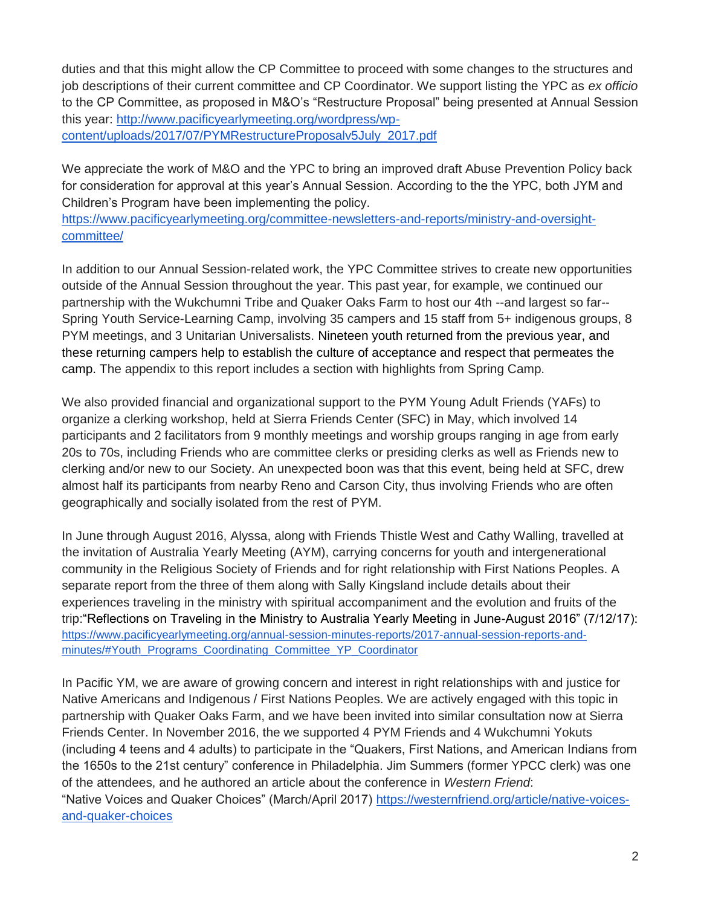duties and that this might allow the CP Committee to proceed with some changes to the structures and job descriptions of their current committee and CP Coordinator. We support listing the YPC as *ex officio* to the CP Committee, as proposed in M&O's "Restructure Proposal" being presented at Annual Session this year: [http://www.pacificyearlymeeting.org/wordpress/wp-content/uploads/2017/07/PYMRestructureProposalv5July_2017.pdf](http://www.pacificyearlymeeting.org/wordpress/wp-content/uploads/2017/07/PYMRestructureProposalv5July_2017.pdf)

We appreciate the work of M&O and the YPC to bring an improved draft Abuse Prevention Policy back for consideration for approval at this year's Annual Session. According to the the YPC, both JYM and Children's Program have been implementing the policy. [https://www.pacificyearlymeeting.org/committee-newsletters-and-reports/ministry-and-oversight-committee/](https://www.pacificyearlymeeting.org/committee-newsletters-and-reports/ministry-and-oversight-committee/)

In addition to our Annual Session-related work, the YPC Committee strives to create new opportunities outside of the Annual Session throughout the year. This past year, for example, we continued our partnership with the Wukchumni Tribe and Quaker Oaks Farm to host our 4th --and largest so far-- Spring Youth Service-Learning Camp, involving 35 campers and 15 staff from 5+ indigenous groups, 8 PYM meetings, and 3 Unitarian Universalists. Nineteen youth returned from the previous year, and these returning campers help to establish the culture of acceptance and respect that permeates the camp. The appendix to this report includes a section with highlights from Spring Camp.

We also provided financial and organizational support to the PYM Young Adult Friends (YAFs) to organize a clerking workshop, held at Sierra Friends Center (SFC) in May, which involved 14 participants and 2 facilitators from 9 monthly meetings and worship groups ranging in age from early 20s to 70s, including Friends who are committee clerks or presiding clerks as well as Friends new to clerking and/or new to our Society. An unexpected boon was that this event, being held at SFC, drew almost half its participants from nearby Reno and Carson City, thus involving Friends who are often geographically and socially isolated from the rest of PYM.

In June through August 2016, Alyssa, along with Friends Thistle West and Cathy Walling, travelled at the invitation of Australia Yearly Meeting (AYM), carrying concerns for youth and intergenerational community in the Religious Society of Friends and for right relationship with First Nations Peoples. A separate report from the three of them along with Sally Kingsland include details about their experiences traveling in the ministry with spiritual accompaniment and the evolution and fruits of the trip:"Reflections on Traveling in the Ministry to Australia Yearly Meeting in June-August 2016" (7/12/17): [https://www.pacificyearlymeeting.org/annual-session-minutes-reports/2017-annual-session-reports-and-minutes/#Youth_Programs_Coordinating_Committee_YP_Coordinator](https://www.pacificyearlymeeting.org/annual-session-minutes-reports/2017-annual-session-reports-and-minutes/#Youth_Programs_Coordinating_Committee_YP_Coordinator)

In Pacific YM, we are aware of growing concern and interest in right relationships with and justice for Native Americans and Indigenous / First Nations Peoples. We are actively engaged with this topic in partnership with Quaker Oaks Farm, and we have been invited into similar consultation now at Sierra Friends Center. In November 2016, the we supported 4 PYM Friends and 4 Wukchumni Yokuts (including 4 teens and 4 adults) to participate in the "Quakers, First Nations, and American Indians from the 1650s to the 21st century" conference in Philadelphia. Jim Summers (former YPCC clerk) was one of the attendees, and he authored an article about the conference in *Western Friend*: "Native Voices and Quaker Choices" (March/April 2017) [https://westernfriend.org/article/native-voices-and-quaker-choices](https://westernfriend.org/article/native-voices-and-quaker-choices)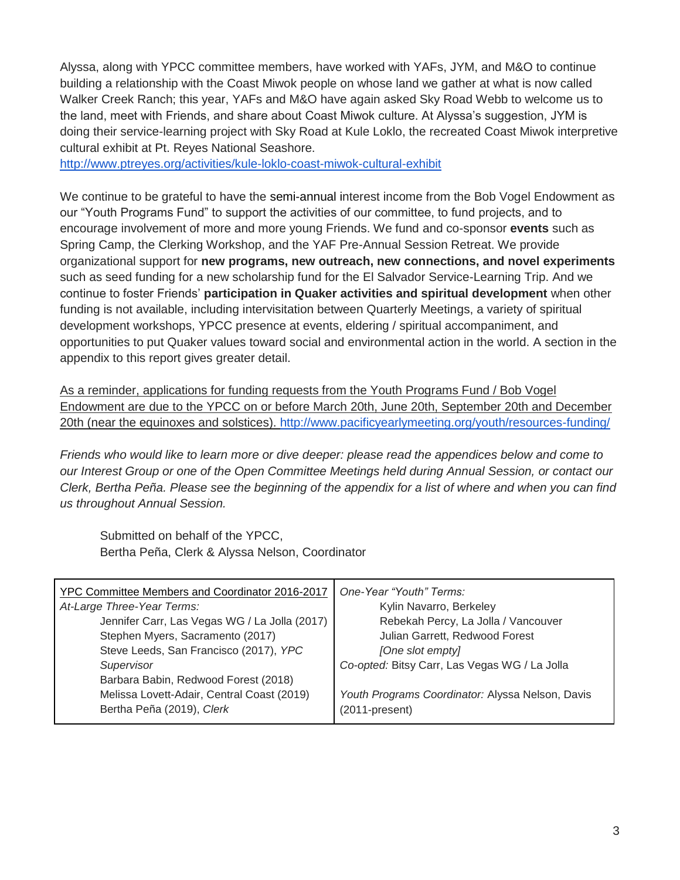Alyssa, along with YPCC committee members, have worked with YAFs, JYM, and M&O to continue building a relationship with the Coast Miwok people on whose land we gather at what is now called Walker Creek Ranch; this year, YAFs and M&O have again asked Sky Road Webb to welcome us to the land, meet with Friends, and share about Coast Miwok culture. At Alyssa's suggestion, JYM is doing their service-learning project with Sky Road at Kule Loklo, the recreated Coast Miwok interpretive cultural exhibit at Pt. Reyes National Seashore. http://www.ptreyes.org/activities/kule-loklo-coast-miwok-cultural-exhibit

We continue to be grateful to have the semi-annual interest income from the Bob Vogel Endowment as our "Youth Programs Fund" to support the activities of our committee, to fund projects, and to encourage involvement of more and more young Friends. We fund and co-sponsor **events** such as Spring Camp, the Clerking Workshop, and the YAF Pre-Annual Session Retreat. We provide organizational support for **new programs, new outreach, new connections, and novel experiments** such as seed funding for a new scholarship fund for the El Salvador Service-Learning Trip. And we continue to foster Friends' **participation in Quaker activities and spiritual development** when other funding is not available, including intervisitation between Quarterly Meetings, a variety of spiritual development workshops, YPCC presence at events, eldering / spiritual accompaniment, and opportunities to put Quaker values toward social and environmental action in the world. A section in the appendix to this report gives greater detail.

As a reminder, applications for funding requests from the Youth Programs Fund / Bob Vogel Endowment are due to the YPCC on or before March 20th, June 20th, September 20th and December 20th (near the equinoxes and solstices). http://www.pacificyearlymeeting.org/youth/resources-funding/

*Friends who would like to learn more or dive deeper: please read the appendices below and come to our Interest Group or one of the Open Committee Meetings held during Annual Session, or contact our Clerk, Bertha Peña. Please see the beginning of the appendix for a list of where and when you can find us throughout Annual Session.*

Submitted on behalf of the YPCC,
Bertha Peña, Clerk & Alyssa Nelson, Coordinator

| YPC Committee Members and Coordinator 2016-2017 | *One-Year "Youth" Terms:* |
|---|---|
| *At-Large Three-Year Terms:* | Kylin Navarro, Berkeley |
| Jennifer Carr, Las Vegas WG / La Jolla (2017) | Rebekah Percy, La Jolla / Vancouver |
| Stephen Myers, Sacramento (2017) | Julian Garrett, Redwood Forest |
| Steve Leeds, San Francisco (2017), *YPC Supervisor* | *[One slot empty]* |
| Barbara Babin, Redwood Forest (2018) | *Co-opted:* Bitsy Carr, Las Vegas WG / La Jolla |
| Melissa Lovett-Adair, Central Coast (2019) | *Youth Programs Coordinator:* Alyssa Nelson, Davis (2011-present) |
| Bertha Peña (2019), *Clerk* | |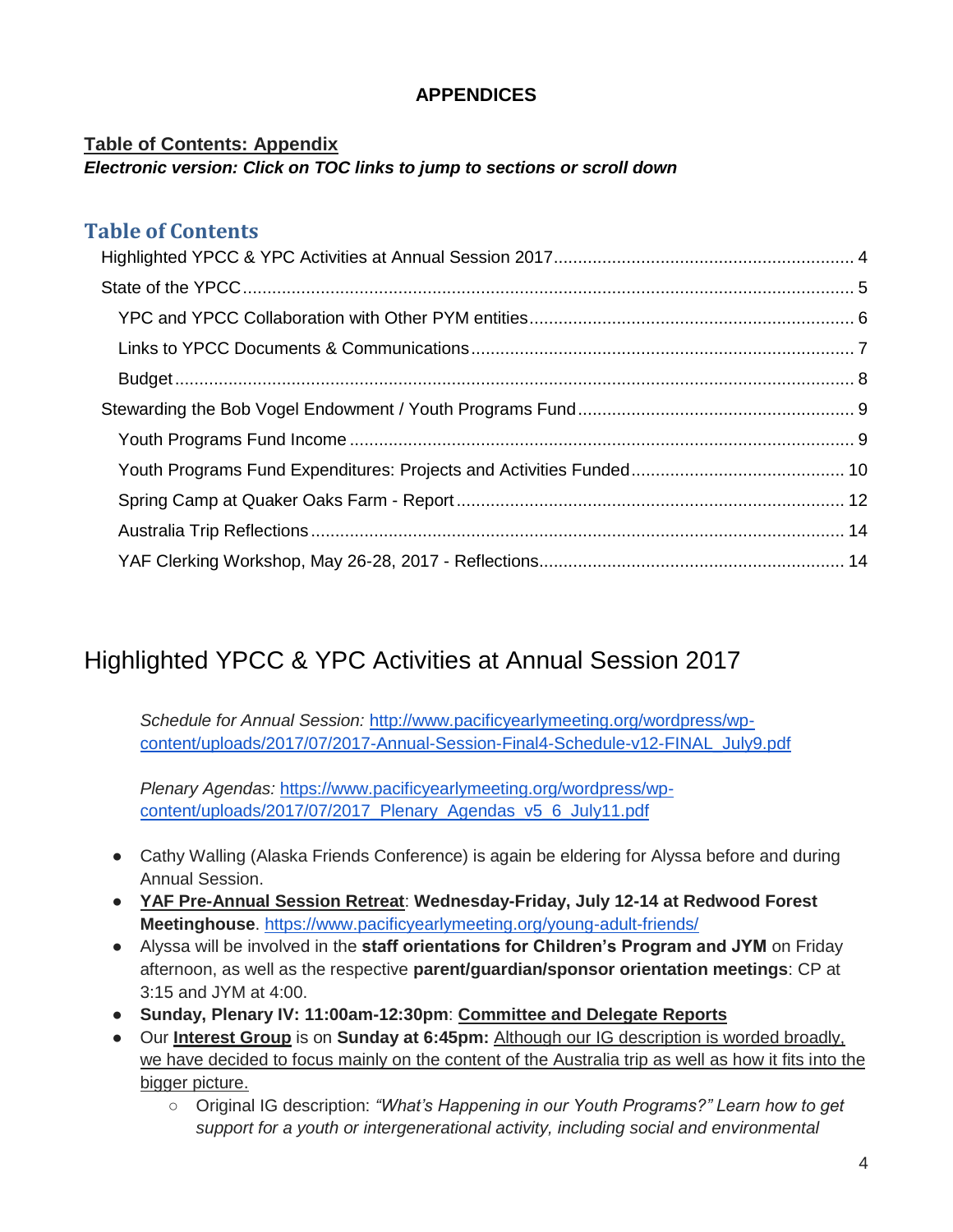**APPENDICES**

**Table of Contents: Appendix**

***Electronic version: Click on TOC links to jump to sections or scroll down***

## Table of Contents

- Highlighted YPCC & YPC Activities at Annual Session 2017 .......... 4
- State of the YPCC .......... 5
  - YPC and YPCC Collaboration with Other PYM entities .......... 6
  - Links to YPCC Documents & Communications .......... 7
  - Budget .......... 8
- Stewarding the Bob Vogel Endowment / Youth Programs Fund .......... 9
  - Youth Programs Fund Income .......... 9
  - Youth Programs Fund Expenditures: Projects and Activities Funded .......... 10
  - Spring Camp at Quaker Oaks Farm - Report .......... 12
  - Australia Trip Reflections .......... 14
  - YAF Clerking Workshop, May 26-28, 2017 - Reflections .......... 14

# Highlighted YPCC & YPC Activities at Annual Session 2017

*Schedule for Annual Session:* http://www.pacificyearlymeeting.org/wordpress/wp-content/uploads/2017/07/2017-Annual-Session-Final4-Schedule-v12-FINAL_July9.pdf

*Plenary Agendas:* https://www.pacificyearlymeeting.org/wordpress/wp-content/uploads/2017/07/2017_Plenary_Agendas_v5_6_July11.pdf

- Cathy Walling (Alaska Friends Conference) is again be eldering for Alyssa before and during Annual Session.
- **YAF Pre-Annual Session Retreat**: **Wednesday-Friday, July 12-14 at Redwood Forest Meetinghouse**. https://www.pacificyearlymeeting.org/young-adult-friends/
- Alyssa will be involved in the **staff orientations for Children's Program and JYM** on Friday afternoon, as well as the respective **parent/guardian/sponsor orientation meetings**: CP at 3:15 and JYM at 4:00.
- **Sunday, Plenary IV: 11:00am-12:30pm**: **Committee and Delegate Reports**
- Our **Interest Group** is on **Sunday at 6:45pm:** Although our IG description is worded broadly, we have decided to focus mainly on the content of the Australia trip as well as how it fits into the bigger picture.
  - Original IG description: *"What's Happening in our Youth Programs?" Learn how to get support for a youth or intergenerational activity, including social and environmental*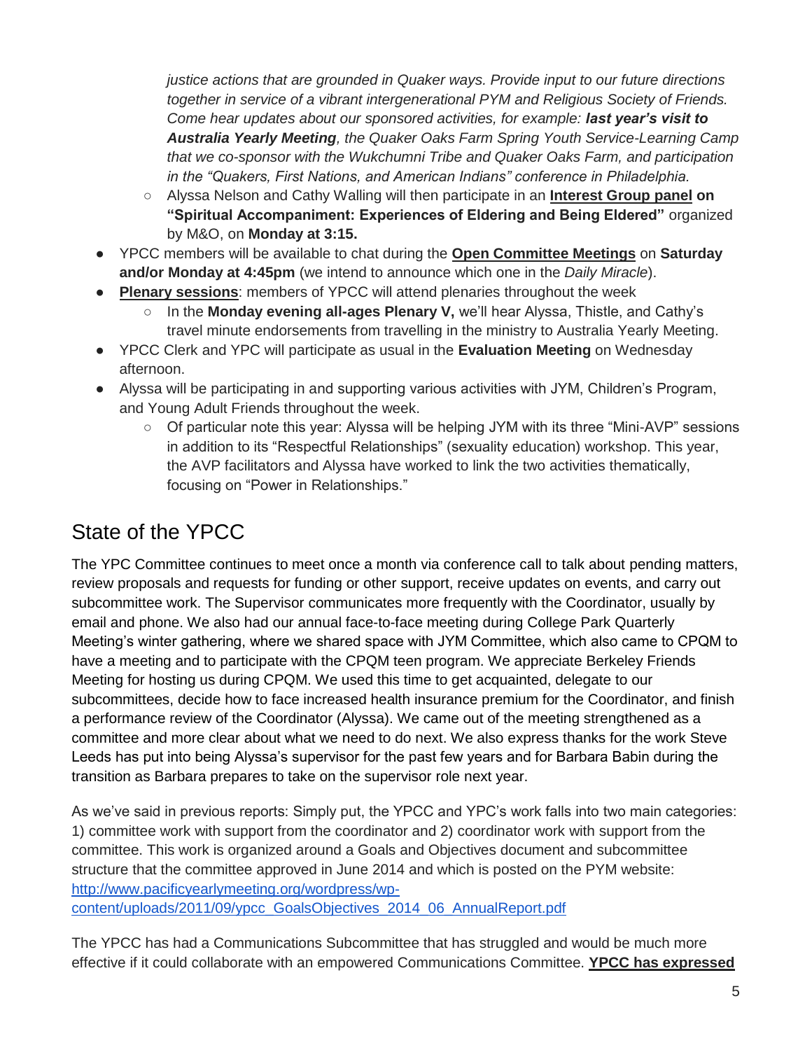*justice actions that are grounded in Quaker ways. Provide input to our future directions together in service of a vibrant intergenerational PYM and Religious Society of Friends. Come hear updates about our sponsored activities, for example:* ***last year's visit to Australia Yearly Meeting****, the Quaker Oaks Farm Spring Youth Service-Learning Camp that we co-sponsor with the Wukchumni Tribe and Quaker Oaks Farm, and participation in the "Quakers, First Nations, and American Indians" conference in Philadelphia.*
    - Alyssa Nelson and Cathy Walling will then participate in an **<u>Interest Group panel</u> on "Spiritual Accompaniment: Experiences of Eldering and Being Eldered"** organized by M&O, on **Monday at 3:15.**
- YPCC members will be available to chat during the **<u>Open Committee Meetings</u>** on **Saturday and/or Monday at 4:45pm** (we intend to announce which one in the *Daily Miracle*).
- **<u>Plenary sessions</u>**: members of YPCC will attend plenaries throughout the week
    - In the **Monday evening all-ages Plenary V,** we'll hear Alyssa, Thistle, and Cathy's travel minute endorsements from travelling in the ministry to Australia Yearly Meeting.
- YPCC Clerk and YPC will participate as usual in the **Evaluation Meeting** on Wednesday afternoon.
- Alyssa will be participating in and supporting various activities with JYM, Children's Program, and Young Adult Friends throughout the week.
    - Of particular note this year: Alyssa will be helping JYM with its three "Mini-AVP" sessions in addition to its "Respectful Relationships" (sexuality education) workshop. This year, the AVP facilitators and Alyssa have worked to link the two activities thematically, focusing on "Power in Relationships."

## State of the YPCC

The YPC Committee continues to meet once a month via conference call to talk about pending matters, review proposals and requests for funding or other support, receive updates on events, and carry out subcommittee work. The Supervisor communicates more frequently with the Coordinator, usually by email and phone. We also had our annual face-to-face meeting during College Park Quarterly Meeting's winter gathering, where we shared space with JYM Committee, which also came to CPQM to have a meeting and to participate with the CPQM teen program. We appreciate Berkeley Friends Meeting for hosting us during CPQM. We used this time to get acquainted, delegate to our subcommittees, decide how to face increased health insurance premium for the Coordinator, and finish a performance review of the Coordinator (Alyssa). We came out of the meeting strengthened as a committee and more clear about what we need to do next. We also express thanks for the work Steve Leeds has put into being Alyssa's supervisor for the past few years and for Barbara Babin during the transition as Barbara prepares to take on the supervisor role next year.

As we've said in previous reports: Simply put, the YPCC and YPC's work falls into two main categories: 1) committee work with support from the coordinator and 2) coordinator work with support from the committee. This work is organized around a Goals and Objectives document and subcommittee structure that the committee approved in June 2014 and which is posted on the PYM website: [http://www.pacificyearlymeeting.org/wordpress/wp-content/uploads/2011/09/ypcc_GoalsObjectives_2014_06_AnnualReport.pdf](http://www.pacificyearlymeeting.org/wordpress/wp-content/uploads/2011/09/ypcc_GoalsObjectives_2014_06_AnnualReport.pdf)

The YPCC has had a Communications Subcommittee that has struggled and would be much more effective if it could collaborate with an empowered Communications Committee. **<u>YPCC has expressed</u>**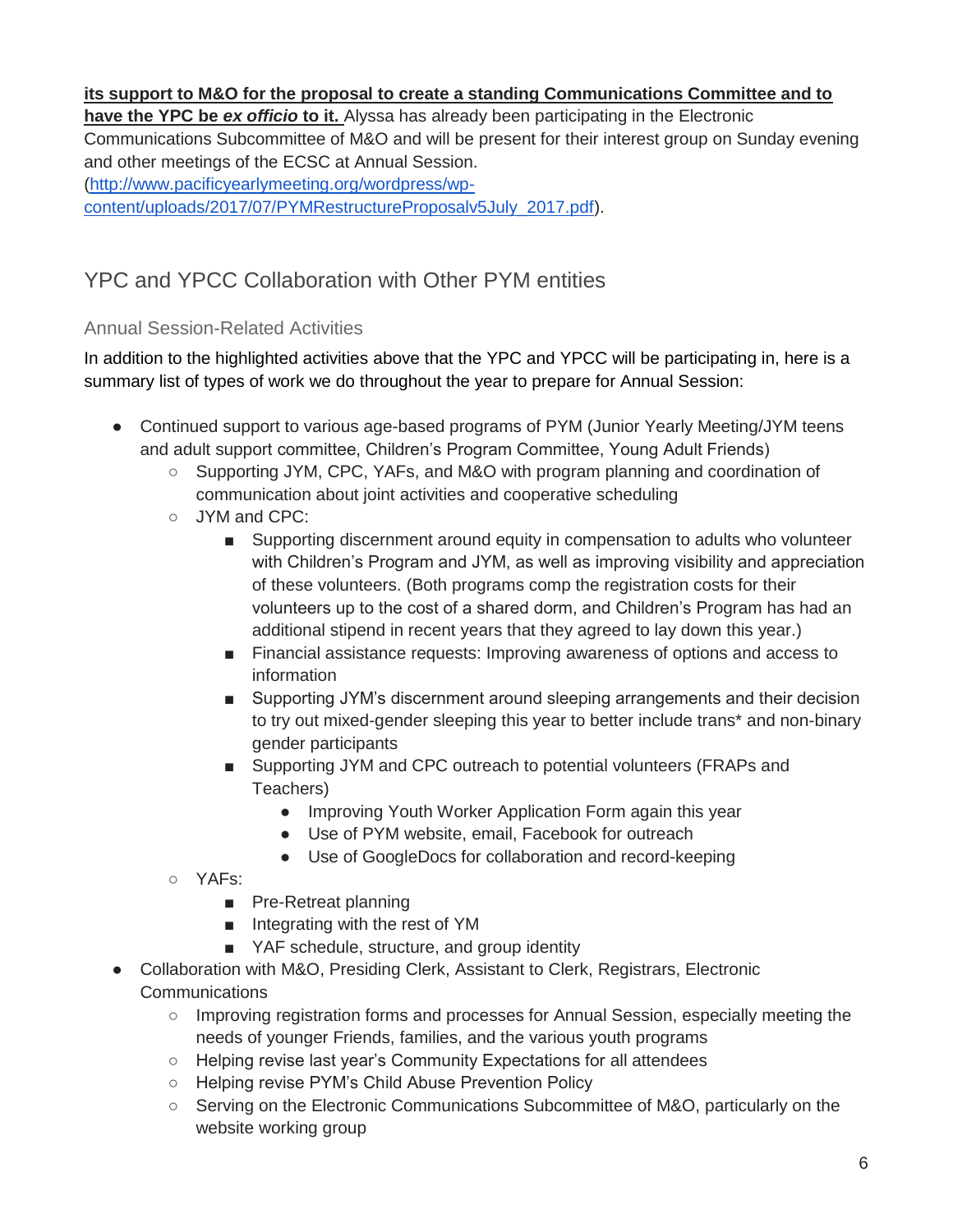**its support to M&O for the proposal to create a standing Communications Committee and to have the YPC be *ex officio* to it.** Alyssa has already been participating in the Electronic Communications Subcommittee of M&O and will be present for their interest group on Sunday evening and other meetings of the ECSC at Annual Session. ([http://www.pacificyearlymeeting.org/wordpress/wp-content/uploads/2017/07/PYMRestructureProposalv5July_2017.pdf](http://www.pacificyearlymeeting.org/wordpress/wp-content/uploads/2017/07/PYMRestructureProposalv5July_2017.pdf)).

## YPC and YPCC Collaboration with Other PYM entities

### Annual Session-Related Activities

In addition to the highlighted activities above that the YPC and YPCC will be participating in, here is a summary list of types of work we do throughout the year to prepare for Annual Session:

- Continued support to various age-based programs of PYM (Junior Yearly Meeting/JYM teens and adult support committee, Children's Program Committee, Young Adult Friends)
    - Supporting JYM, CPC, YAFs, and M&O with program planning and coordination of communication about joint activities and cooperative scheduling
    - JYM and CPC:
        - Supporting discernment around equity in compensation to adults who volunteer with Children's Program and JYM, as well as improving visibility and appreciation of these volunteers. (Both programs comp the registration costs for their volunteers up to the cost of a shared dorm, and Children's Program has had an additional stipend in recent years that they agreed to lay down this year.)
        - Financial assistance requests: Improving awareness of options and access to information
        - Supporting JYM's discernment around sleeping arrangements and their decision to try out mixed-gender sleeping this year to better include trans* and non-binary gender participants
        - Supporting JYM and CPC outreach to potential volunteers (FRAPs and Teachers)
            - Improving Youth Worker Application Form again this year
            - Use of PYM website, email, Facebook for outreach
            - Use of GoogleDocs for collaboration and record-keeping
    - YAFs:
        - Pre-Retreat planning
        - Integrating with the rest of YM
        - YAF schedule, structure, and group identity
- Collaboration with M&O, Presiding Clerk, Assistant to Clerk, Registrars, Electronic Communications
    - Improving registration forms and processes for Annual Session, especially meeting the needs of younger Friends, families, and the various youth programs
    - Helping revise last year's Community Expectations for all attendees
    - Helping revise PYM's Child Abuse Prevention Policy
    - Serving on the Electronic Communications Subcommittee of M&O, particularly on the website working group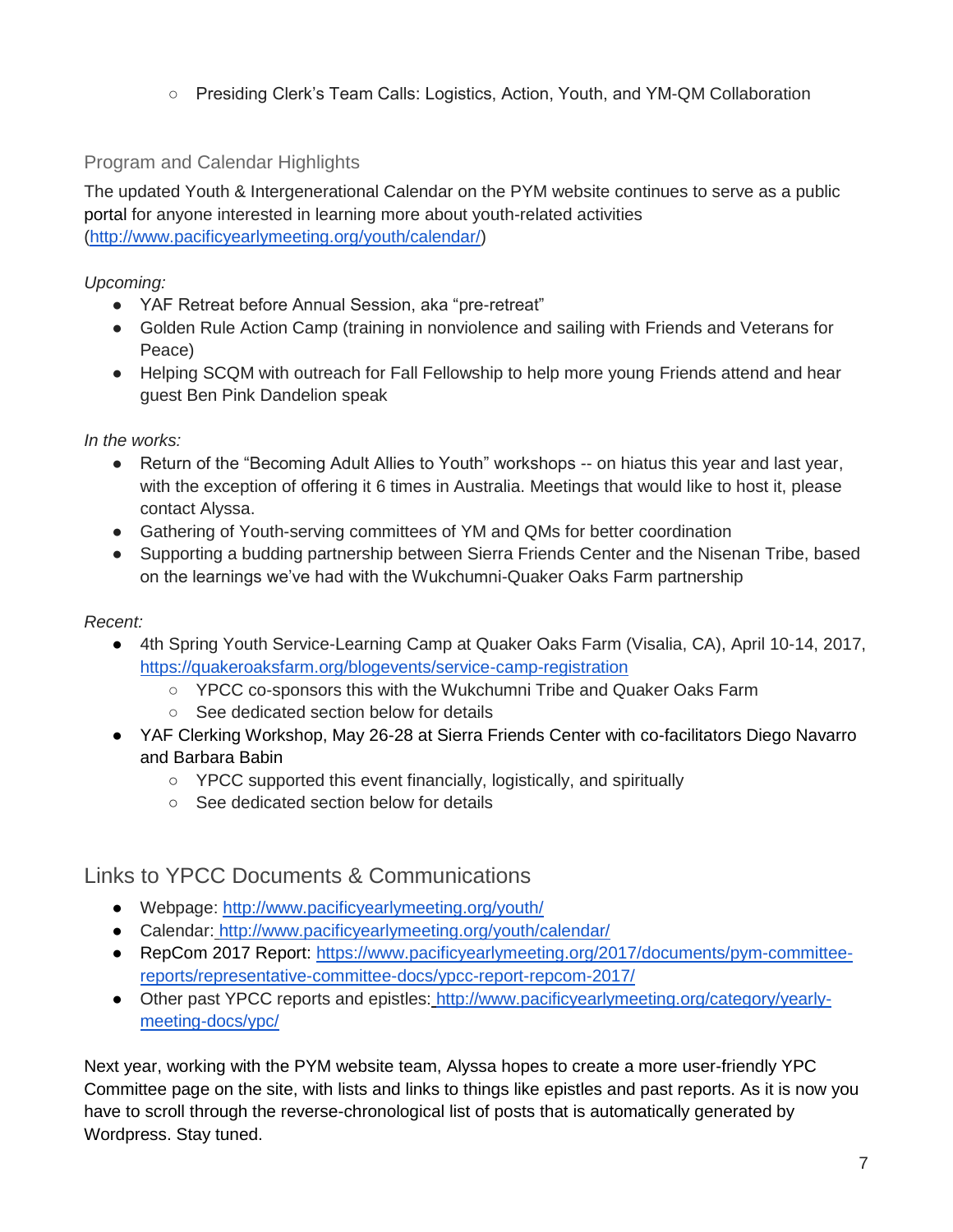- Presiding Clerk's Team Calls: Logistics, Action, Youth, and YM-QM Collaboration

### Program and Calendar Highlights

The updated Youth & Intergenerational Calendar on the PYM website continues to serve as a public portal for anyone interested in learning more about youth-related activities (http://www.pacificyearlymeeting.org/youth/calendar/)

*Upcoming:*

- YAF Retreat before Annual Session, aka "pre-retreat"
- Golden Rule Action Camp (training in nonviolence and sailing with Friends and Veterans for Peace)
- Helping SCQM with outreach for Fall Fellowship to help more young Friends attend and hear guest Ben Pink Dandelion speak

*In the works:*

- Return of the "Becoming Adult Allies to Youth" workshops -- on hiatus this year and last year, with the exception of offering it 6 times in Australia. Meetings that would like to host it, please contact Alyssa.
- Gathering of Youth-serving committees of YM and QMs for better coordination
- Supporting a budding partnership between Sierra Friends Center and the Nisenan Tribe, based on the learnings we've had with the Wukchumni-Quaker Oaks Farm partnership

*Recent:*

- 4th Spring Youth Service-Learning Camp at Quaker Oaks Farm (Visalia, CA), April 10-14, 2017, https://quakeroaksfarm.org/blogevents/service-camp-registration
  - YPCC co-sponsors this with the Wukchumni Tribe and Quaker Oaks Farm
  - See dedicated section below for details
- YAF Clerking Workshop, May 26-28 at Sierra Friends Center with co-facilitators Diego Navarro and Barbara Babin
  - YPCC supported this event financially, logistically, and spiritually
  - See dedicated section below for details

## Links to YPCC Documents & Communications

- Webpage: http://www.pacificyearlymeeting.org/youth/
- Calendar: http://www.pacificyearlymeeting.org/youth/calendar/
- RepCom 2017 Report: https://www.pacificyearlymeeting.org/2017/documents/pym-committee-reports/representative-committee-docs/ypcc-report-repcom-2017/
- Other past YPCC reports and epistles: http://www.pacificyearlymeeting.org/category/yearly-meeting-docs/ypc/

Next year, working with the PYM website team, Alyssa hopes to create a more user-friendly YPC Committee page on the site, with lists and links to things like epistles and past reports. As it is now you have to scroll through the reverse-chronological list of posts that is automatically generated by Wordpress. Stay tuned.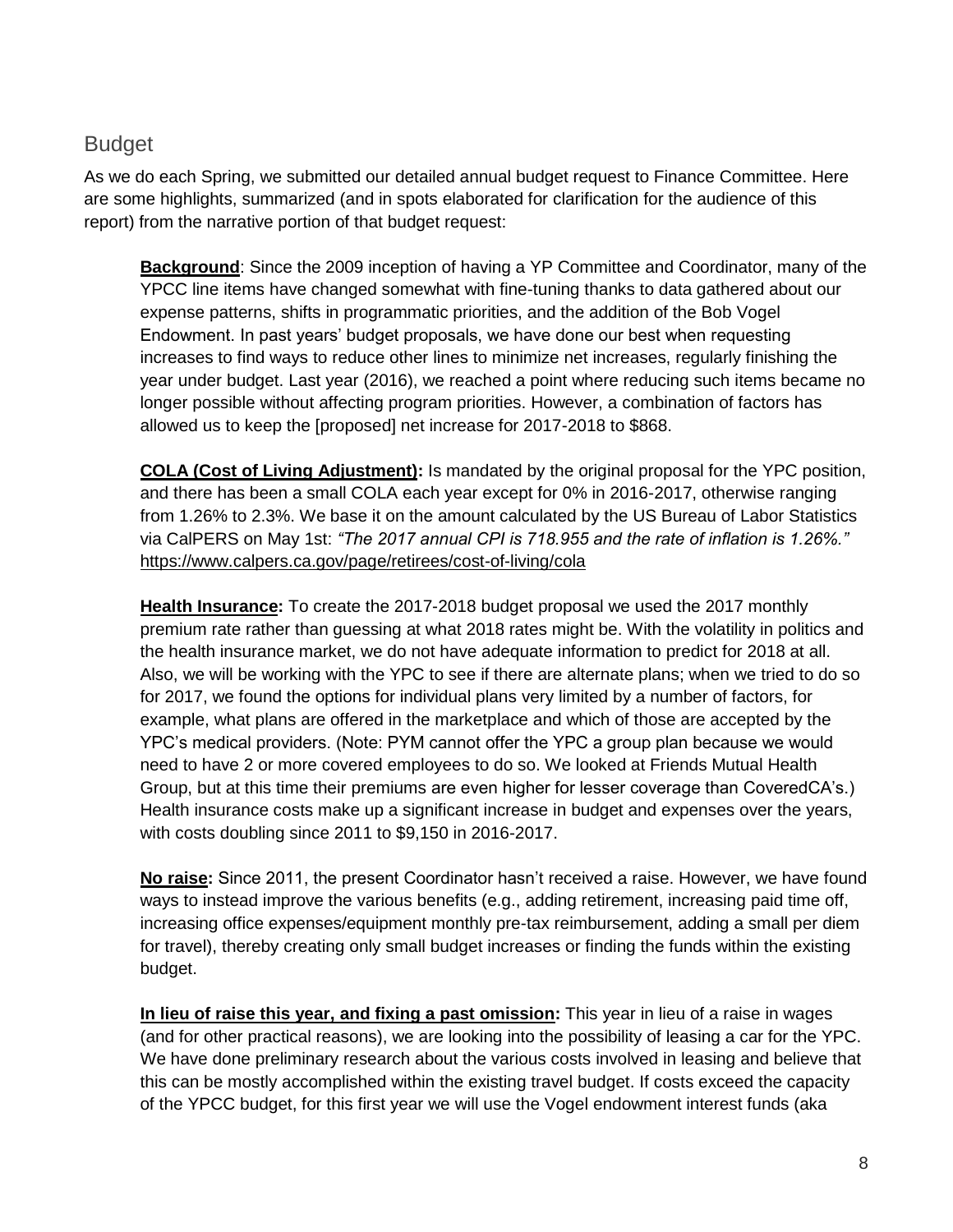## Budget

As we do each Spring, we submitted our detailed annual budget request to Finance Committee. Here are some highlights, summarized (and in spots elaborated for clarification for the audience of this report) from the narrative portion of that budget request:

> **Background**: Since the 2009 inception of having a YP Committee and Coordinator, many of the YPCC line items have changed somewhat with fine-tuning thanks to data gathered about our expense patterns, shifts in programmatic priorities, and the addition of the Bob Vogel Endowment. In past years' budget proposals, we have done our best when requesting increases to find ways to reduce other lines to minimize net increases, regularly finishing the year under budget. Last year (2016), we reached a point where reducing such items became no longer possible without affecting program priorities. However, a combination of factors has allowed us to keep the [proposed] net increase for 2017-2018 to $868.
>
> **COLA (Cost of Living Adjustment):** Is mandated by the original proposal for the YPC position, and there has been a small COLA each year except for 0% in 2016-2017, otherwise ranging from 1.26% to 2.3%. We base it on the amount calculated by the US Bureau of Labor Statistics via CalPERS on May 1st: *"The 2017 annual CPI is 718.955 and the rate of inflation is 1.26%."* https://www.calpers.ca.gov/page/retirees/cost-of-living/cola
>
> **Health Insurance:** To create the 2017-2018 budget proposal we used the 2017 monthly premium rate rather than guessing at what 2018 rates might be. With the volatility in politics and the health insurance market, we do not have adequate information to predict for 2018 at all. Also, we will be working with the YPC to see if there are alternate plans; when we tried to do so for 2017, we found the options for individual plans very limited by a number of factors, for example, what plans are offered in the marketplace and which of those are accepted by the YPC's medical providers. (Note: PYM cannot offer the YPC a group plan because we would need to have 2 or more covered employees to do so. We looked at Friends Mutual Health Group, but at this time their premiums are even higher for lesser coverage than CoveredCA's.) Health insurance costs make up a significant increase in budget and expenses over the years, with costs doubling since 2011 to $9,150 in 2016-2017.
>
> **No raise:** Since 2011, the present Coordinator hasn't received a raise. However, we have found ways to instead improve the various benefits (e.g., adding retirement, increasing paid time off, increasing office expenses/equipment monthly pre-tax reimbursement, adding a small per diem for travel), thereby creating only small budget increases or finding the funds within the existing budget.
>
> **In lieu of raise this year, and fixing a past omission:** This year in lieu of a raise in wages (and for other practical reasons), we are looking into the possibility of leasing a car for the YPC. We have done preliminary research about the various costs involved in leasing and believe that this can be mostly accomplished within the existing travel budget. If costs exceed the capacity of the YPCC budget, for this first year we will use the Vogel endowment interest funds (aka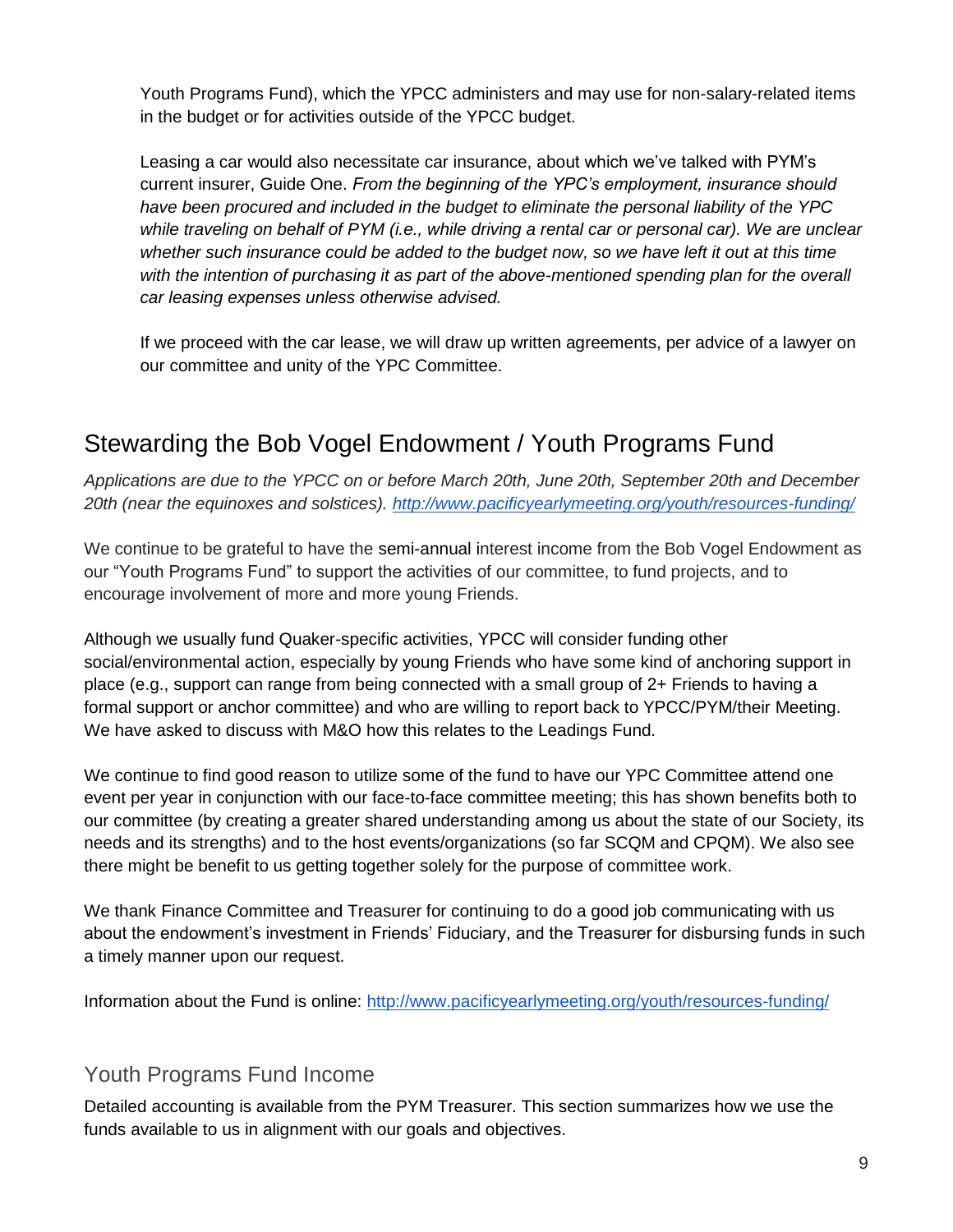Youth Programs Fund), which the YPCC administers and may use for non-salary-related items in the budget or for activities outside of the YPCC budget.

Leasing a car would also necessitate car insurance, about which we've talked with PYM's current insurer, Guide One. *From the beginning of the YPC's employment, insurance should have been procured and included in the budget to eliminate the personal liability of the YPC while traveling on behalf of PYM (i.e., while driving a rental car or personal car). We are unclear whether such insurance could be added to the budget now, so we have left it out at this time with the intention of purchasing it as part of the above-mentioned spending plan for the overall car leasing expenses unless otherwise advised.*

If we proceed with the car lease, we will draw up written agreements, per advice of a lawyer on our committee and unity of the YPC Committee.

## Stewarding the Bob Vogel Endowment / Youth Programs Fund

*Applications are due to the YPCC on or before March 20th, June 20th, September 20th and December 20th (near the equinoxes and solstices). [http://www.pacificyearlymeeting.org/youth/resources-funding/](http://www.pacificyearlymeeting.org/youth/resources-funding/)*

We continue to be grateful to have the semi-annual interest income from the Bob Vogel Endowment as our "Youth Programs Fund" to support the activities of our committee, to fund projects, and to encourage involvement of more and more young Friends.

Although we usually fund Quaker-specific activities, YPCC will consider funding other social/environmental action, especially by young Friends who have some kind of anchoring support in place (e.g., support can range from being connected with a small group of 2+ Friends to having a formal support or anchor committee) and who are willing to report back to YPCC/PYM/their Meeting. We have asked to discuss with M&O how this relates to the Leadings Fund.

We continue to find good reason to utilize some of the fund to have our YPC Committee attend one event per year in conjunction with our face-to-face committee meeting; this has shown benefits both to our committee (by creating a greater shared understanding among us about the state of our Society, its needs and its strengths) and to the host events/organizations (so far SCQM and CPQM). We also see there might be benefit to us getting together solely for the purpose of committee work.

We thank Finance Committee and Treasurer for continuing to do a good job communicating with us about the endowment's investment in Friends' Fiduciary, and the Treasurer for disbursing funds in such a timely manner upon our request.

Information about the Fund is online: [http://www.pacificyearlymeeting.org/youth/resources-funding/](http://www.pacificyearlymeeting.org/youth/resources-funding/)

### Youth Programs Fund Income

Detailed accounting is available from the PYM Treasurer. This section summarizes how we use the funds available to us in alignment with our goals and objectives.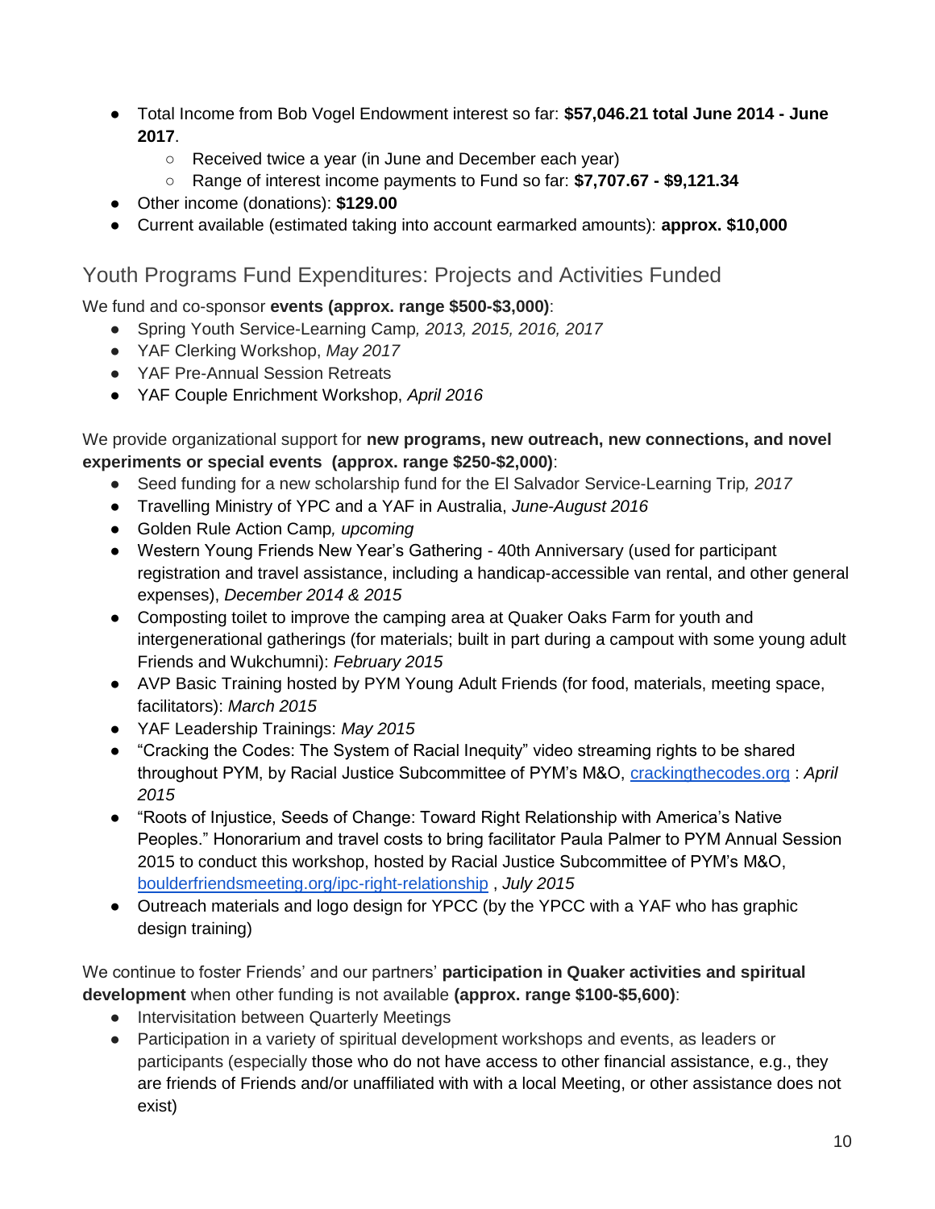- Total Income from Bob Vogel Endowment interest so far: **$57,046.21 total June 2014 - June 2017**.
  - Received twice a year (in June and December each year)
  - Range of interest income payments to Fund so far: **$7,707.67 - $9,121.34**
- Other income (donations): **$129.00**
- Current available (estimated taking into account earmarked amounts): **approx. $10,000**

## Youth Programs Fund Expenditures: Projects and Activities Funded

We fund and co-sponsor **events (approx. range $500-$3,000)**:

- Spring Youth Service-Learning Camp*, 2013, 2015, 2016, 2017*
- YAF Clerking Workshop, *May 2017*
- YAF Pre-Annual Session Retreats
- YAF Couple Enrichment Workshop, *April 2016*

We provide organizational support for **new programs, new outreach, new connections, and novel experiments or special events (approx. range $250-$2,000)**:

- Seed funding for a new scholarship fund for the El Salvador Service-Learning Trip*, 2017*
- Travelling Ministry of YPC and a YAF in Australia, *June-August 2016*
- Golden Rule Action Camp*, upcoming*
- Western Young Friends New Year's Gathering - 40th Anniversary (used for participant registration and travel assistance, including a handicap-accessible van rental, and other general expenses), *December 2014 & 2015*
- Composting toilet to improve the camping area at Quaker Oaks Farm for youth and intergenerational gatherings (for materials; built in part during a campout with some young adult Friends and Wukchumni): *February 2015*
- AVP Basic Training hosted by PYM Young Adult Friends (for food, materials, meeting space, facilitators): *March 2015*
- YAF Leadership Trainings: *May 2015*
- "Cracking the Codes: The System of Racial Inequity" video streaming rights to be shared throughout PYM, by Racial Justice Subcommittee of PYM's M&O, [crackingthecodes.org](crackingthecodes.org) : *April 2015*
- "Roots of Injustice, Seeds of Change: Toward Right Relationship with America's Native Peoples." Honorarium and travel costs to bring facilitator Paula Palmer to PYM Annual Session 2015 to conduct this workshop, hosted by Racial Justice Subcommittee of PYM's M&O, [boulderfriendsmeeting.org/ipc-right-relationship](boulderfriendsmeeting.org/ipc-right-relationship) , *July 2015*
- Outreach materials and logo design for YPCC (by the YPCC with a YAF who has graphic design training)

We continue to foster Friends' and our partners' **participation in Quaker activities and spiritual development** when other funding is not available **(approx. range $100-$5,600)**:

- Intervisitation between Quarterly Meetings
- Participation in a variety of spiritual development workshops and events, as leaders or participants (especially those who do not have access to other financial assistance, e.g., they are friends of Friends and/or unaffiliated with with a local Meeting, or other assistance does not exist)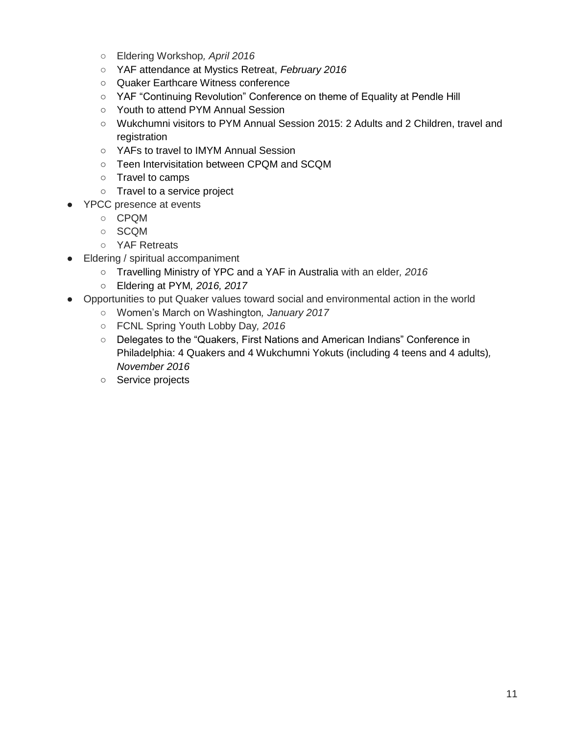- Eldering Workshop*, April 2016*
    - YAF attendance at Mystics Retreat, *February 2016*
    - Quaker Earthcare Witness conference
    - YAF "Continuing Revolution" Conference on theme of Equality at Pendle Hill
    - Youth to attend PYM Annual Session
    - Wukchumni visitors to PYM Annual Session 2015: 2 Adults and 2 Children, travel and registration
    - YAFs to travel to IMYM Annual Session
    - Teen Intervisitation between CPQM and SCQM
    - Travel to camps
    - Travel to a service project
- YPCC presence at events
    - CPQM
    - SCQM
    - YAF Retreats
- Eldering / spiritual accompaniment
    - Travelling Ministry of YPC and a YAF in Australia with an elder*, 2016*
    - Eldering at PYM*, 2016, 2017*
- Opportunities to put Quaker values toward social and environmental action in the world
    - Women's March on Washington*, January 2017*
    - FCNL Spring Youth Lobby Day*, 2016*
    - Delegates to the "Quakers, First Nations and American Indians" Conference in Philadelphia: 4 Quakers and 4 Wukchumni Yokuts (including 4 teens and 4 adults)*, November 2016*
    - Service projects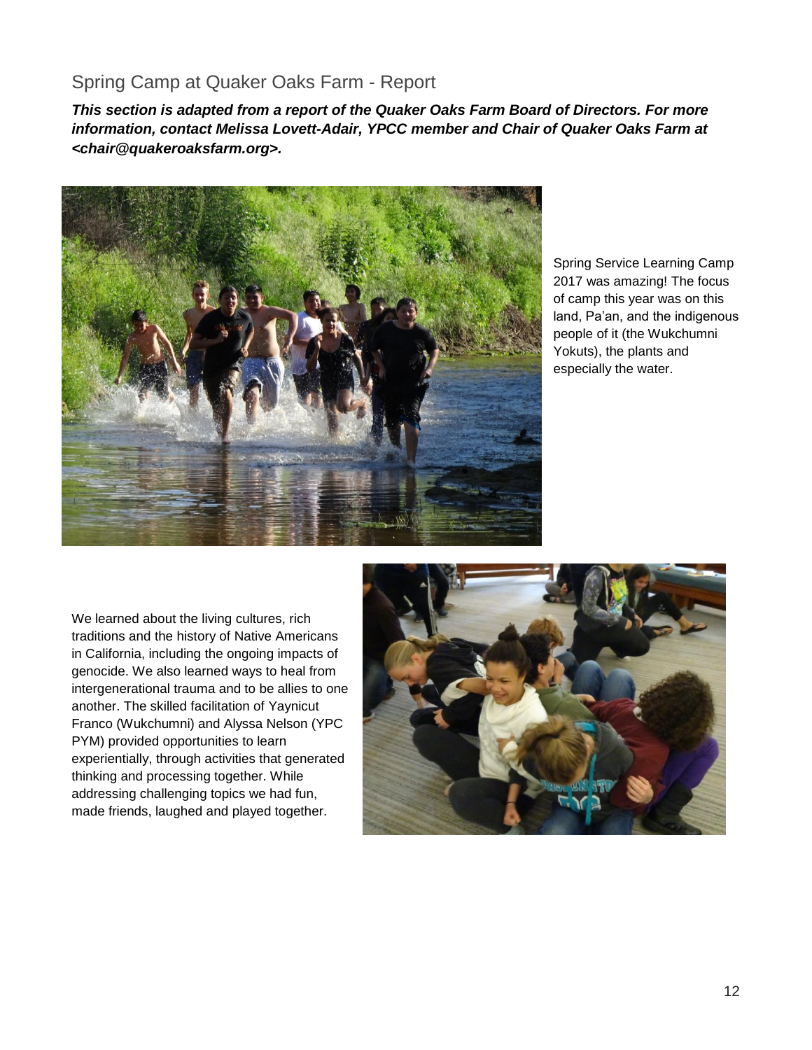## Spring Camp at Quaker Oaks Farm - Report

***This section is adapted from a report of the Quaker Oaks Farm Board of Directors. For more information, contact Melissa Lovett-Adair, YPCC member and Chair of Quaker Oaks Farm at <chair@quakeroaksfarm.org>.***

Spring Service Learning Camp 2017 was amazing! The focus of camp this year was on this land, Pa'an, and the indigenous people of it (the Wukchumni Yokuts), the plants and especially the water.

We learned about the living cultures, rich traditions and the history of Native Americans in California, including the ongoing impacts of genocide. We also learned ways to heal from intergenerational trauma and to be allies to one another. The skilled facilitation of Yaynicut Franco (Wukchumni) and Alyssa Nelson (YPC PYM) provided opportunities to learn experientially, through activities that generated thinking and processing together. While addressing challenging topics we had fun, made friends, laughed and played together.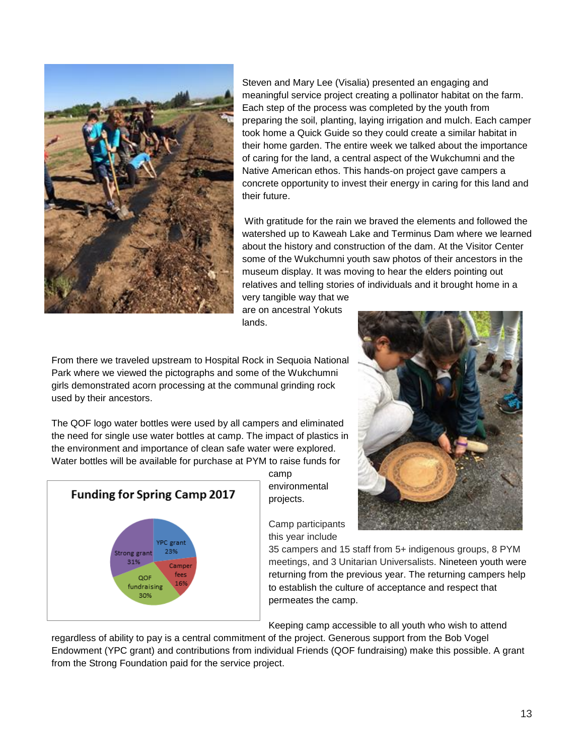Steven and Mary Lee (Visalia) presented an engaging and meaningful service project creating a pollinator habitat on the farm. Each step of the process was completed by the youth from preparing the soil, planting, laying irrigation and mulch. Each camper took home a Quick Guide so they could create a similar habitat in their home garden. The entire week we talked about the importance of caring for the land, a central aspect of the Wukchumni and the Native American ethos. This hands-on project gave campers a concrete opportunity to invest their energy in caring for this land and their future.

With gratitude for the rain we braved the elements and followed the watershed up to Kaweah Lake and Terminus Dam where we learned about the history and construction of the dam. At the Visitor Center some of the Wukchumni youth saw photos of their ancestors in the museum display. It was moving to hear the elders pointing out relatives and telling stories of individuals and it brought home in a very tangible way that we are on ancestral Yokuts lands.

From there we traveled upstream to Hospital Rock in Sequoia National Park where we viewed the pictographs and some of the Wukchumni girls demonstrated acorn processing at the communal grinding rock used by their ancestors.

The QOF logo water bottles were used by all campers and eliminated the need for single use water bottles at camp. The impact of plastics in the environment and importance of clean safe water were explored. Water bottles will be available for purchase at PYM to raise funds for camp environmental projects.

**Funding for Spring Camp 2017**

| Source | Share |
|---|---|
| YPC grant | 23% |
| Camper fees | 16% |
| QOF fundraising | 30% |
| Strong grant | 31% |

Camp participants this year include 35 campers and 15 staff from 5+ indigenous groups, 8 PYM meetings, and 3 Unitarian Universalists. Nineteen youth were returning from the previous year. The returning campers help to establish the culture of acceptance and respect that permeates the camp.

Keeping camp accessible to all youth who wish to attend regardless of ability to pay is a central commitment of the project. Generous support from the Bob Vogel Endowment (YPC grant) and contributions from individual Friends (QOF fundraising) make this possible. A grant from the Strong Foundation paid for the service project.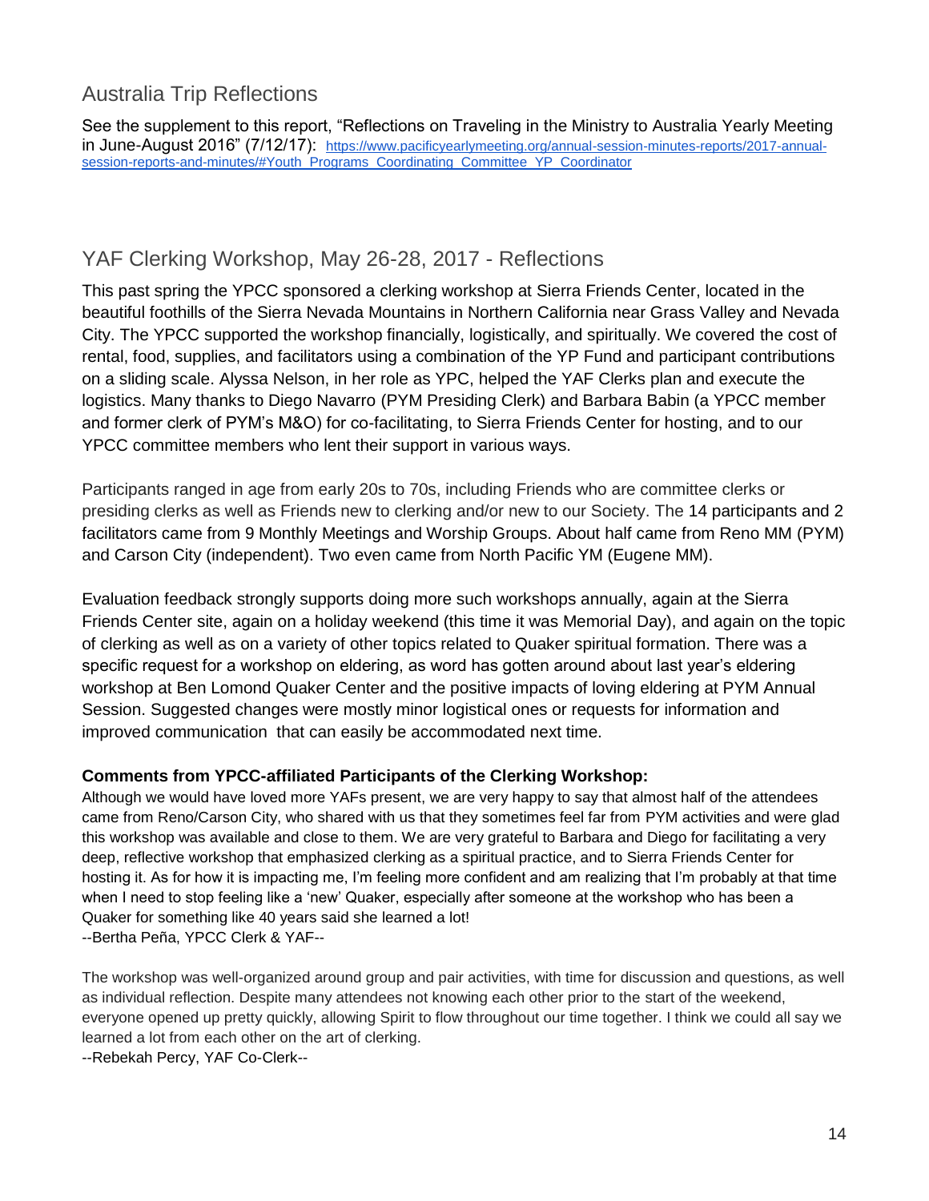## Australia Trip Reflections

See the supplement to this report, “Reflections on Traveling in the Ministry to Australia Yearly Meeting in June-August 2016” (7/12/17): https://www.pacificyearlymeeting.org/annual-session-minutes-reports/2017-annual-session-reports-and-minutes/#Youth_Programs_Coordinating_Committee_YP_Coordinator

## YAF Clerking Workshop, May 26-28, 2017 - Reflections

This past spring the YPCC sponsored a clerking workshop at Sierra Friends Center, located in the beautiful foothills of the Sierra Nevada Mountains in Northern California near Grass Valley and Nevada City. The YPCC supported the workshop financially, logistically, and spiritually. We covered the cost of rental, food, supplies, and facilitators using a combination of the YP Fund and participant contributions on a sliding scale. Alyssa Nelson, in her role as YPC, helped the YAF Clerks plan and execute the logistics. Many thanks to Diego Navarro (PYM Presiding Clerk) and Barbara Babin (a YPCC member and former clerk of PYM’s M&O) for co-facilitating, to Sierra Friends Center for hosting, and to our YPCC committee members who lent their support in various ways.

Participants ranged in age from early 20s to 70s, including Friends who are committee clerks or presiding clerks as well as Friends new to clerking and/or new to our Society. The 14 participants and 2 facilitators came from 9 Monthly Meetings and Worship Groups. About half came from Reno MM (PYM) and Carson City (independent). Two even came from North Pacific YM (Eugene MM).

Evaluation feedback strongly supports doing more such workshops annually, again at the Sierra Friends Center site, again on a holiday weekend (this time it was Memorial Day), and again on the topic of clerking as well as on a variety of other topics related to Quaker spiritual formation. There was a specific request for a workshop on eldering, as word has gotten around about last year’s eldering workshop at Ben Lomond Quaker Center and the positive impacts of loving eldering at PYM Annual Session. Suggested changes were mostly minor logistical ones or requests for information and improved communication that can easily be accommodated next time.

**Comments from YPCC-affiliated Participants of the Clerking Workshop:**

Although we would have loved more YAFs present, we are very happy to say that almost half of the attendees came from Reno/Carson City, who shared with us that they sometimes feel far from PYM activities and were glad this workshop was available and close to them. We are very grateful to Barbara and Diego for facilitating a very deep, reflective workshop that emphasized clerking as a spiritual practice, and to Sierra Friends Center for hosting it. As for how it is impacting me, I’m feeling more confident and am realizing that I’m probably at that time when I need to stop feeling like a ‘new’ Quaker, especially after someone at the workshop who has been a Quaker for something like 40 years said she learned a lot!
--Bertha Peña, YPCC Clerk & YAF--

The workshop was well-organized around group and pair activities, with time for discussion and questions, as well as individual reflection. Despite many attendees not knowing each other prior to the start of the weekend, everyone opened up pretty quickly, allowing Spirit to flow throughout our time together. I think we could all say we learned a lot from each other on the art of clerking.
--Rebekah Percy, YAF Co-Clerk--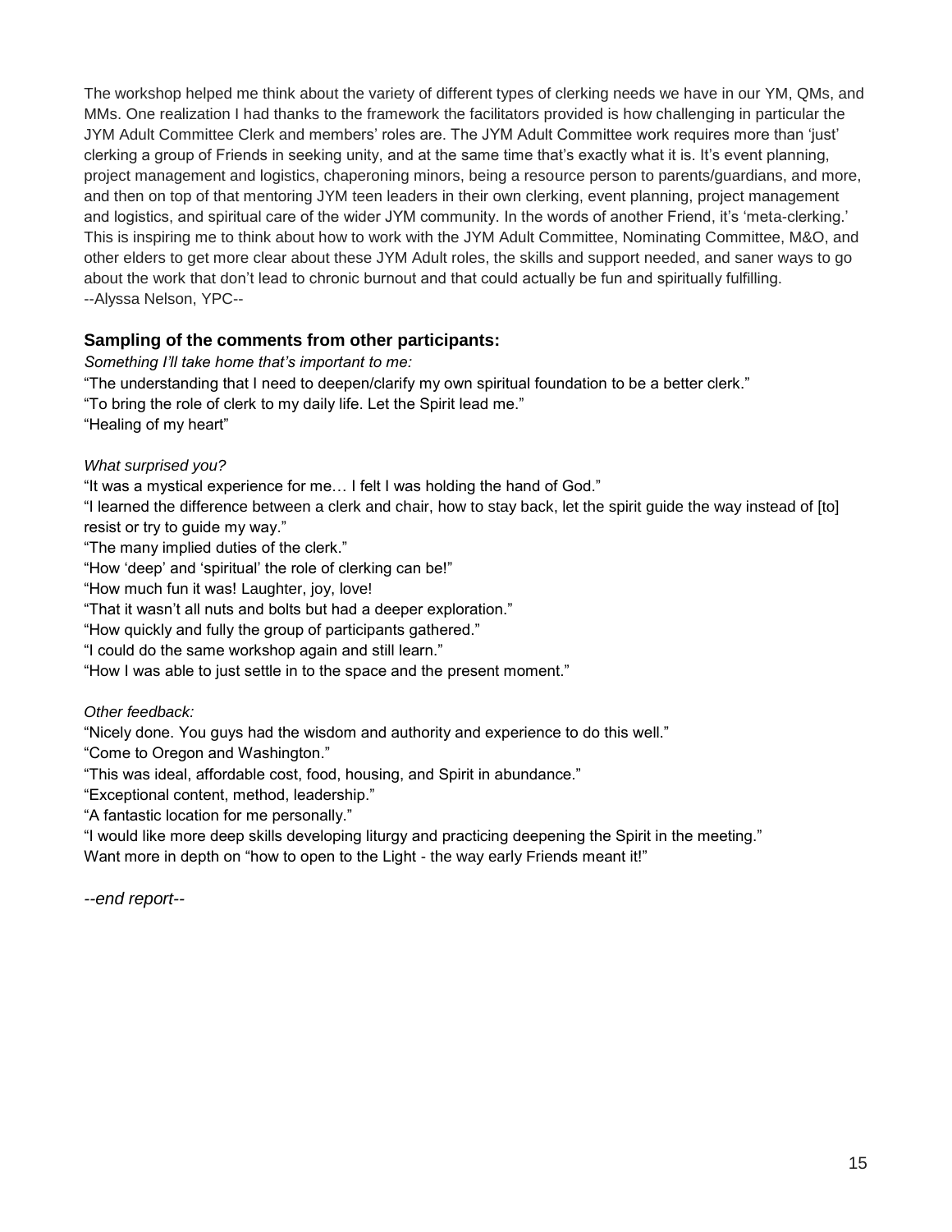The workshop helped me think about the variety of different types of clerking needs we have in our YM, QMs, and MMs. One realization I had thanks to the framework the facilitators provided is how challenging in particular the JYM Adult Committee Clerk and members' roles are. The JYM Adult Committee work requires more than 'just' clerking a group of Friends in seeking unity, and at the same time that's exactly what it is. It's event planning, project management and logistics, chaperoning minors, being a resource person to parents/guardians, and more, and then on top of that mentoring JYM teen leaders in their own clerking, event planning, project management and logistics, and spiritual care of the wider JYM community. In the words of another Friend, it's 'meta-clerking.' This is inspiring me to think about how to work with the JYM Adult Committee, Nominating Committee, M&O, and other elders to get more clear about these JYM Adult roles, the skills and support needed, and saner ways to go about the work that don't lead to chronic burnout and that could actually be fun and spiritually fulfilling.
--Alyssa Nelson, YPC--

### Sampling of the comments from other participants:

*Something I'll take home that's important to me:*

"The understanding that I need to deepen/clarify my own spiritual foundation to be a better clerk."
"To bring the role of clerk to my daily life. Let the Spirit lead me."
"Healing of my heart"

*What surprised you?*

"It was a mystical experience for me… I felt I was holding the hand of God."
"I learned the difference between a clerk and chair, how to stay back, let the spirit guide the way instead of [to] resist or try to guide my way."
"The many implied duties of the clerk."
"How 'deep' and 'spiritual' the role of clerking can be!"
"How much fun it was! Laughter, joy, love!
"That it wasn't all nuts and bolts but had a deeper exploration."
"How quickly and fully the group of participants gathered."
"I could do the same workshop again and still learn."
"How I was able to just settle in to the space and the present moment."

*Other feedback:*

"Nicely done. You guys had the wisdom and authority and experience to do this well."
"Come to Oregon and Washington."
"This was ideal, affordable cost, food, housing, and Spirit in abundance."
"Exceptional content, method, leadership."
"A fantastic location for me personally."
"I would like more deep skills developing liturgy and practicing deepening the Spirit in the meeting."
Want more in depth on "how to open to the Light - the way early Friends meant it!"

*--end report--*